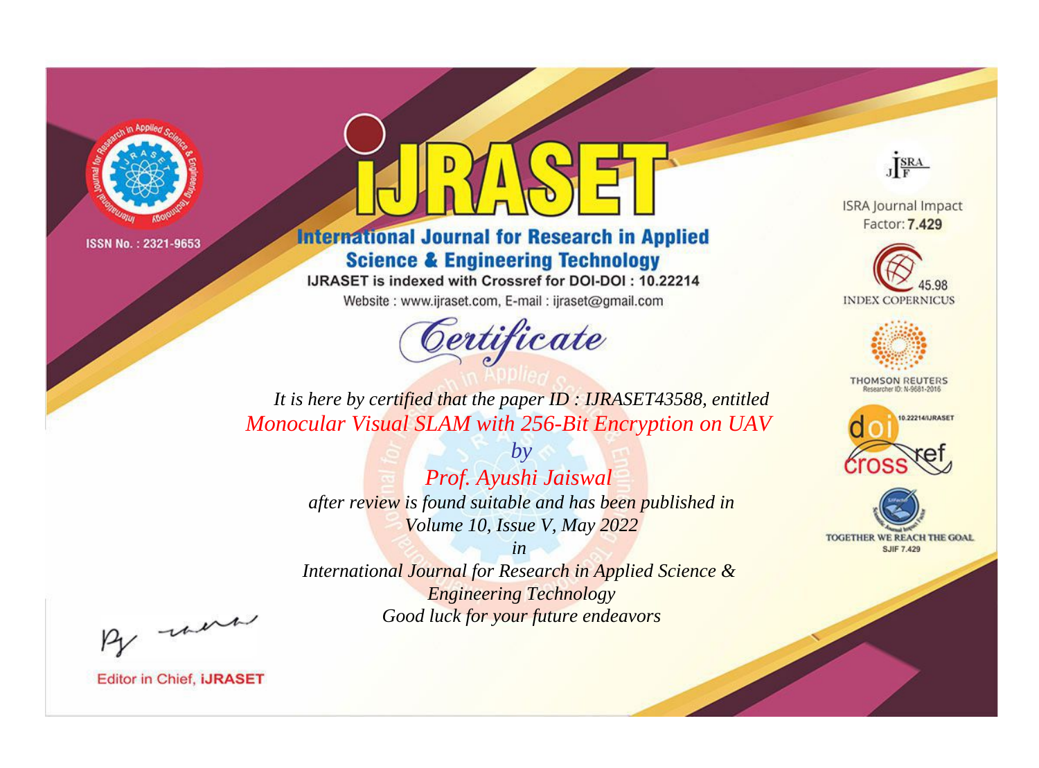ISSN No. : 2321-9653

# IJRASET

## International Journal for Research in Applied Science & Engineering Technology

IJRASET is indexed with Crossref for DOI-DOI : 10.22214

Website : www.ijraset.com, E-mail : ijraset@gmail.com

ISRA Journal Impact Factor: **7.429**

45.98 INDEX COPERNICUS

THOMSON REUTERS Researcher ID: N-9681-2016

10.22214/IJRASET

TOGETHER WE REACH THE GOAL SJIF 7.429

*Certificate*

*It is here by certified that the paper ID : IJRASET43588, entitled*

*Monocular Visual SLAM with 256-Bit Encryption on UAV*

*by*

*Prof. Ayushi Jaiswal*

*after review is found suitable and has been published in*

*Volume 10, Issue V, May 2022*

*in*

*International Journal for Research in Applied Science & Engineering Technology*

*Good luck for your future endeavors*

Editor in Chief, **iJRASET**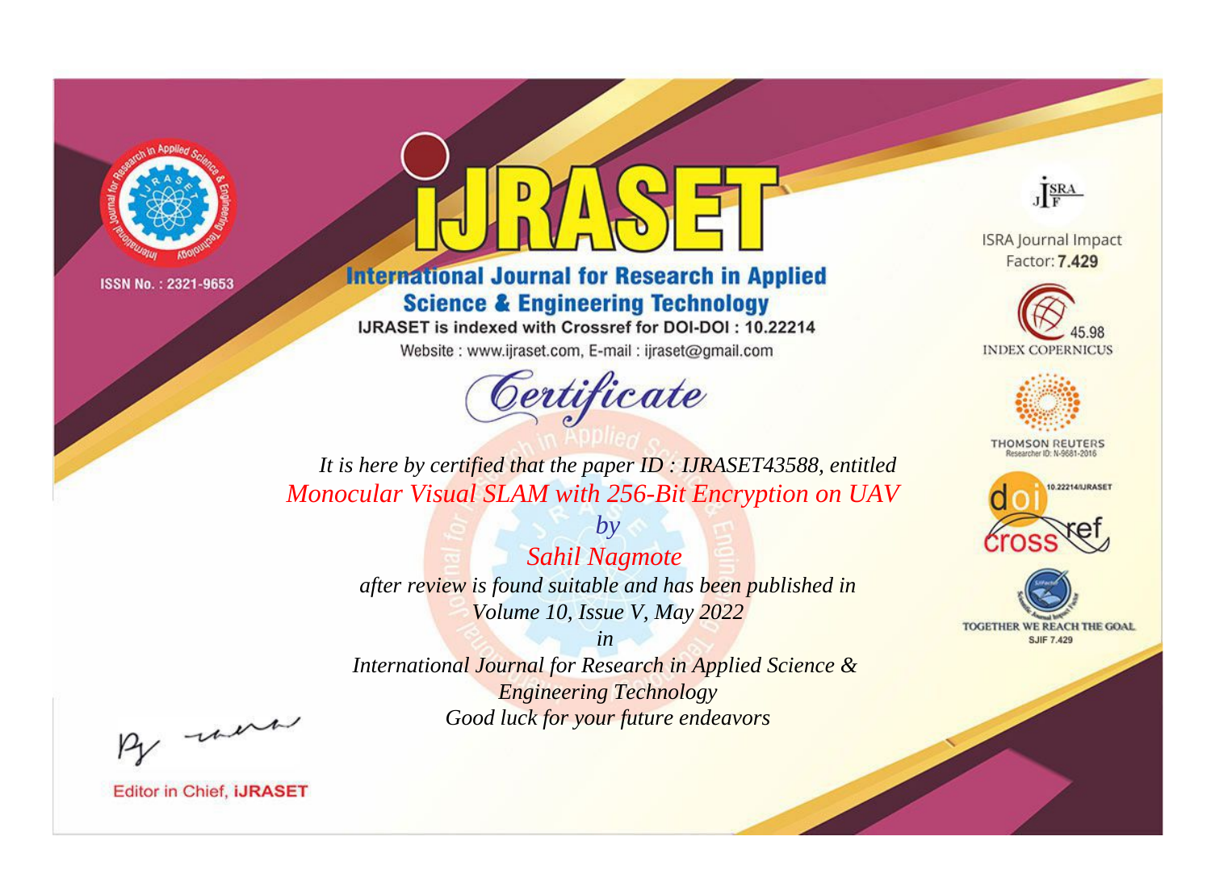ISSN No. : 2321-9653

# IJRASET

## International Journal for Research in Applied Science & Engineering Technology

IJRASET is indexed with Crossref for DOI-DOI : 10.22214

Website : www.ijraset.com, E-mail : ijraset@gmail.com

ISRA Journal Impact Factor: **7.429**

45.98 INDEX COPERNICUS

THOMSON REUTERS Researcher ID: N-9681-2016

10.22214/IJRASET

TOGETHER WE REACH THE GOAL SJIF 7.429

# *Certificate*

*It is here by certified that the paper ID : IJRASET43588, entitled*

*Monocular Visual SLAM with 256-Bit Encryption on UAV*

*by*

*Sahil Nagmote*

*after review is found suitable and has been published in*

*Volume 10, Issue V, May 2022*

*in*

*International Journal for Research in Applied Science & Engineering Technology*

*Good luck for your future endeavors*

Editor in Chief, **iJRASET**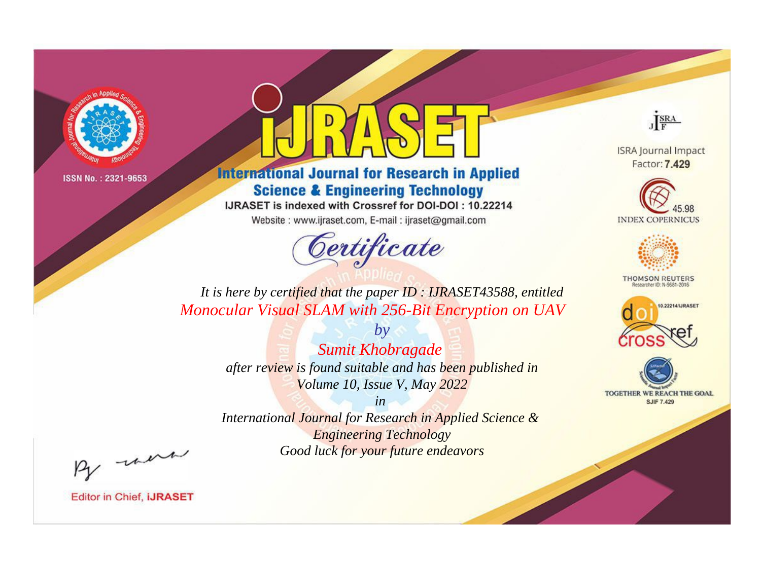ISSN No. : 2321-9653

# iJRASET

## International Journal for Research in Applied Science & Engineering Technology

IJRASET is indexed with Crossref for DOI-DOI : 10.22214

Website : www.ijraset.com, E-mail : ijraset@gmail.com

ISRA Journal Impact Factor: **7.429**

45.98 INDEX COPERNICUS

THOMSON REUTERS Researcher ID: N-9681-2016

10.22214/IJRASET

TOGETHER WE REACH THE GOAL SJIF 7.429

# Certificate

*It is here by certified that the paper ID : IJRASET43588, entitled*

*Monocular Visual SLAM with 256-Bit Encryption on UAV*

*by*

*Sumit Khobragade*

*after review is found suitable and has been published in*

*Volume 10, Issue V, May 2022*

*in*

*International Journal for Research in Applied Science & Engineering Technology*

*Good luck for your future endeavors*

Editor in Chief, **iJRASET**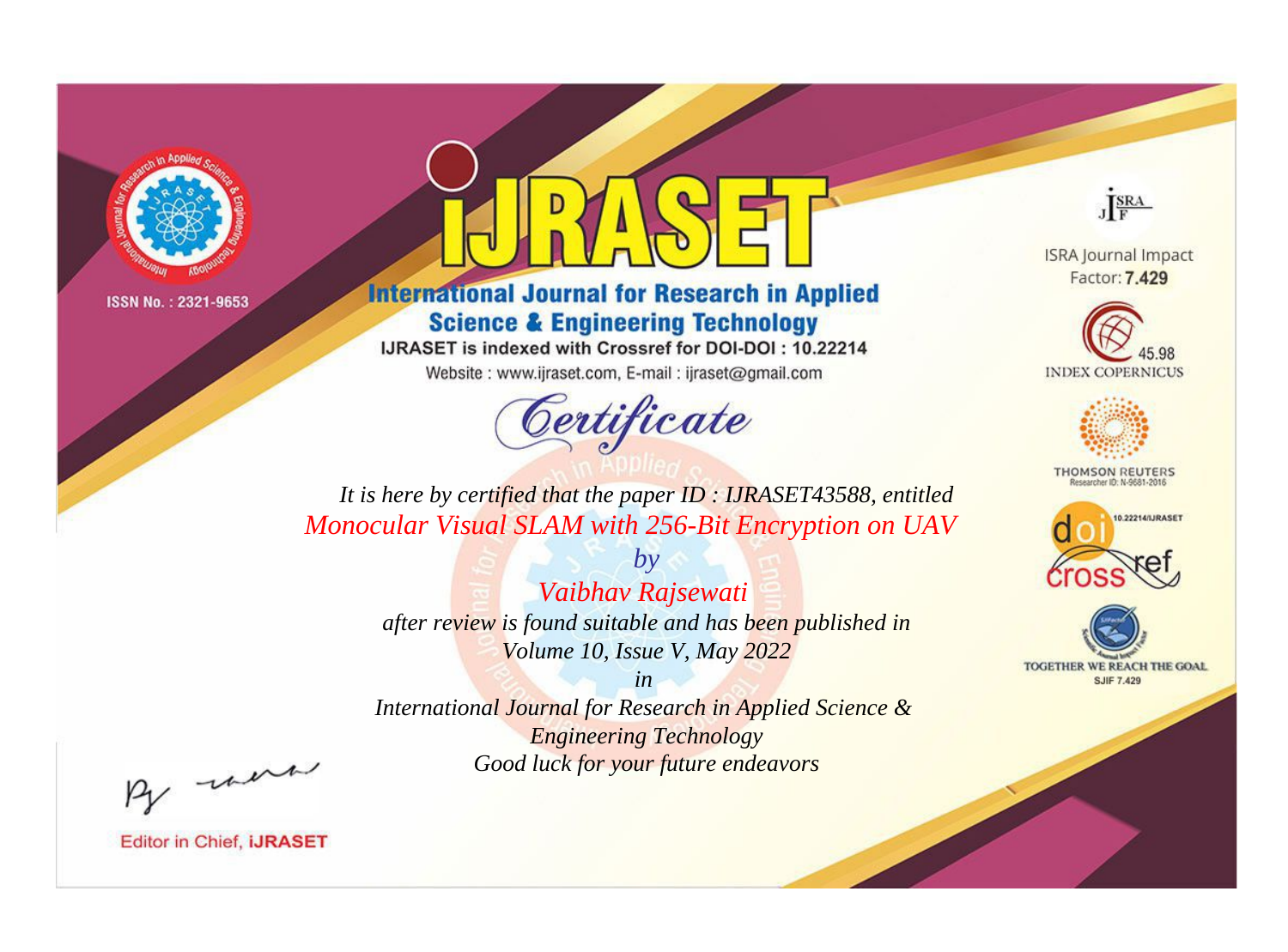ISSN No. : 2321-9653

# iJRASET

## International Journal for Research in Applied Science & Engineering Technology

IJRASET is indexed with Crossref for DOI-DOI : 10.22214

Website : www.ijraset.com, E-mail : ijraset@gmail.com

ISRA Journal Impact Factor: **7.429**

45.98 INDEX COPERNICUS

THOMSON REUTERS Researcher ID: N-9681-2016

10.22214/IJRASET

TOGETHER WE REACH THE GOAL SJIF 7.429

*Certificate*

*It is here by certified that the paper ID : IJRASET43588, entitled*

*Monocular Visual SLAM with 256-Bit Encryption on UAV*

*by*

*Vaibhav Rajsewati*

*after review is found suitable and has been published in*

*Volume 10, Issue V, May 2022*

*in*

*International Journal for Research in Applied Science & Engineering Technology*

*Good luck for your future endeavors*

Editor in Chief, **iJRASET**